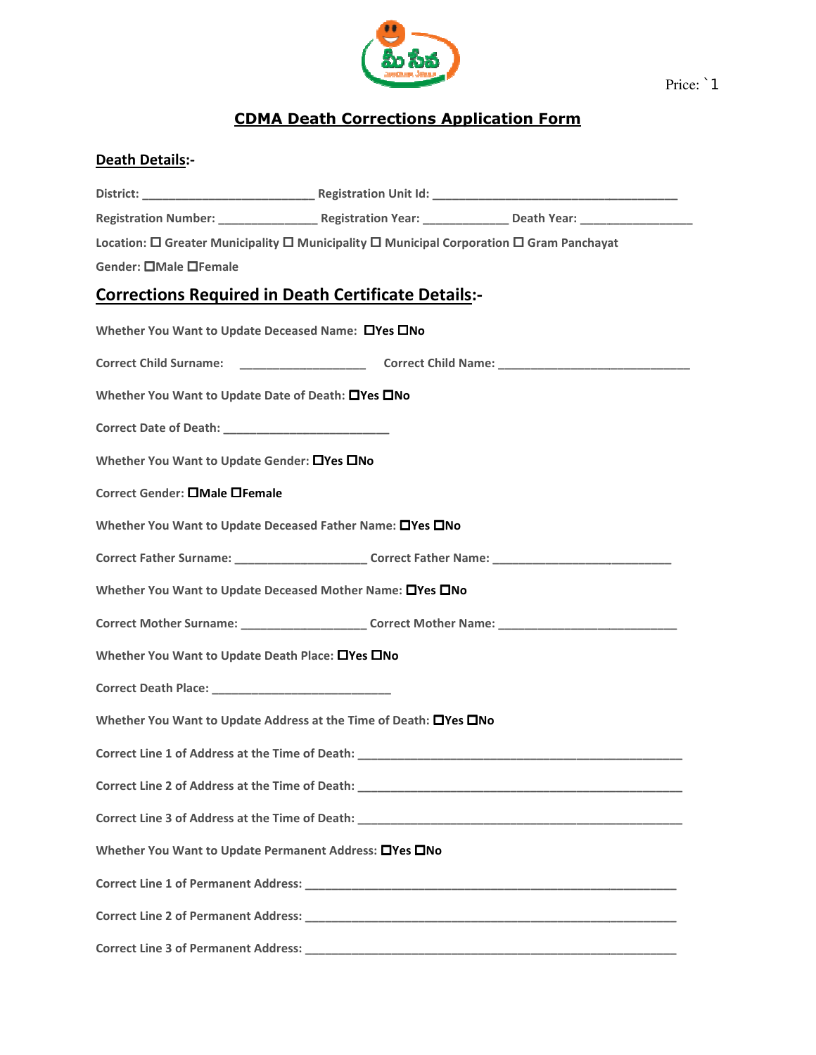Price: `1

# CDMA Death Corrections Application Form

## Death Details:-

District: ___________________________ Registration Unit Id: ______________________________________

Registration Number: _______________ Registration Year: _____________ Death Year: _________________

Location: ☐ Greater Municipality ☐ Municipality ☐ Municipal Corporation ☐ Gram Panchayat

Gender: ☐Male ☐Female

## Corrections Required in Death Certificate Details:-

Whether You Want to Update Deceased Name: ☐Yes ☐No

Correct Child Surname: ___________________ Correct Child Name: ______________________________

Whether You Want to Update Date of Death: ☐Yes ☐No

Correct Date of Death: _________________________

Whether You Want to Update Gender: ☐Yes ☐No

Correct Gender: ☐Male ☐Female

Whether You Want to Update Deceased Father Name: ☐Yes ☐No

Correct Father Surname: ____________________ Correct Father Name: ___________________________

Whether You Want to Update Deceased Mother Name: ☐Yes ☐No

Correct Mother Surname: ___________________ Correct Mother Name: ___________________________

Whether You Want to Update Death Place: ☐Yes ☐No

Correct Death Place: ___________________________

Whether You Want to Update Address at the Time of Death: ☐Yes ☐No

Correct Line 1 of Address at the Time of Death: __________________________________________________

Correct Line 2 of Address at the Time of Death: __________________________________________________

Correct Line 3 of Address at the Time of Death: __________________________________________________

Whether You Want to Update Permanent Address: ☐Yes ☐No

Correct Line 1 of Permanent Address: ________________________________________________________

Correct Line 2 of Permanent Address: ________________________________________________________

Correct Line 3 of Permanent Address: ________________________________________________________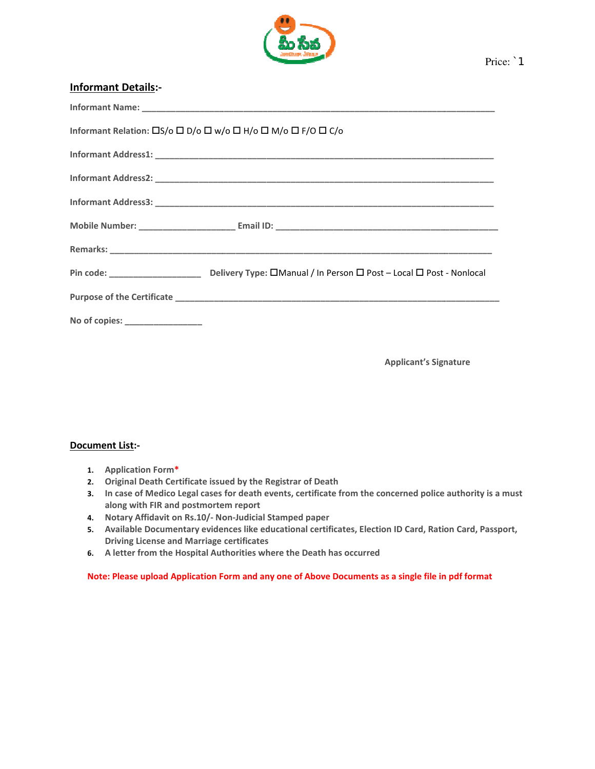Price: `1

## Informant Details:-

**Informant Name:** ________________________________________________________________________

**Informant Relation:** ☐S/o ☐ D/o ☐ w/o ☐ H/o ☐ M/o ☐ F/O ☐ C/o

**Informant Address1:** ____________________________________________________________________

**Informant Address2:** ____________________________________________________________________

**Informant Address3:** ____________________________________________________________________

**Mobile Number:** ____________________ **Email ID:** _____________________________________________

**Remarks:** _______________________________________________________________________________

**Pin code:** ___________________ **Delivery Type:** ☐Manual / In Person ☐ Post – Local ☐ Post - Nonlocal

**Purpose of the Certificate** ____________________________________________________________________

**No of copies:** ________________

**Applicant's Signature**

## Document List:-

1. **Application Form***
2. **Original Death Certificate issued by the Registrar of Death**
3. **In case of Medico Legal cases for death events, certificate from the concerned police authority is a must along with FIR and postmortem report**
4. **Notary Affidavit on Rs.10/- Non-Judicial Stamped paper**
5. **Available Documentary evidences like educational certificates, Election ID Card, Ration Card, Passport, Driving License and Marriage certificates**
6. **A letter from the Hospital Authorities where the Death has occurred**

**Note: Please upload Application Form and any one of Above Documents as a single file in pdf format**